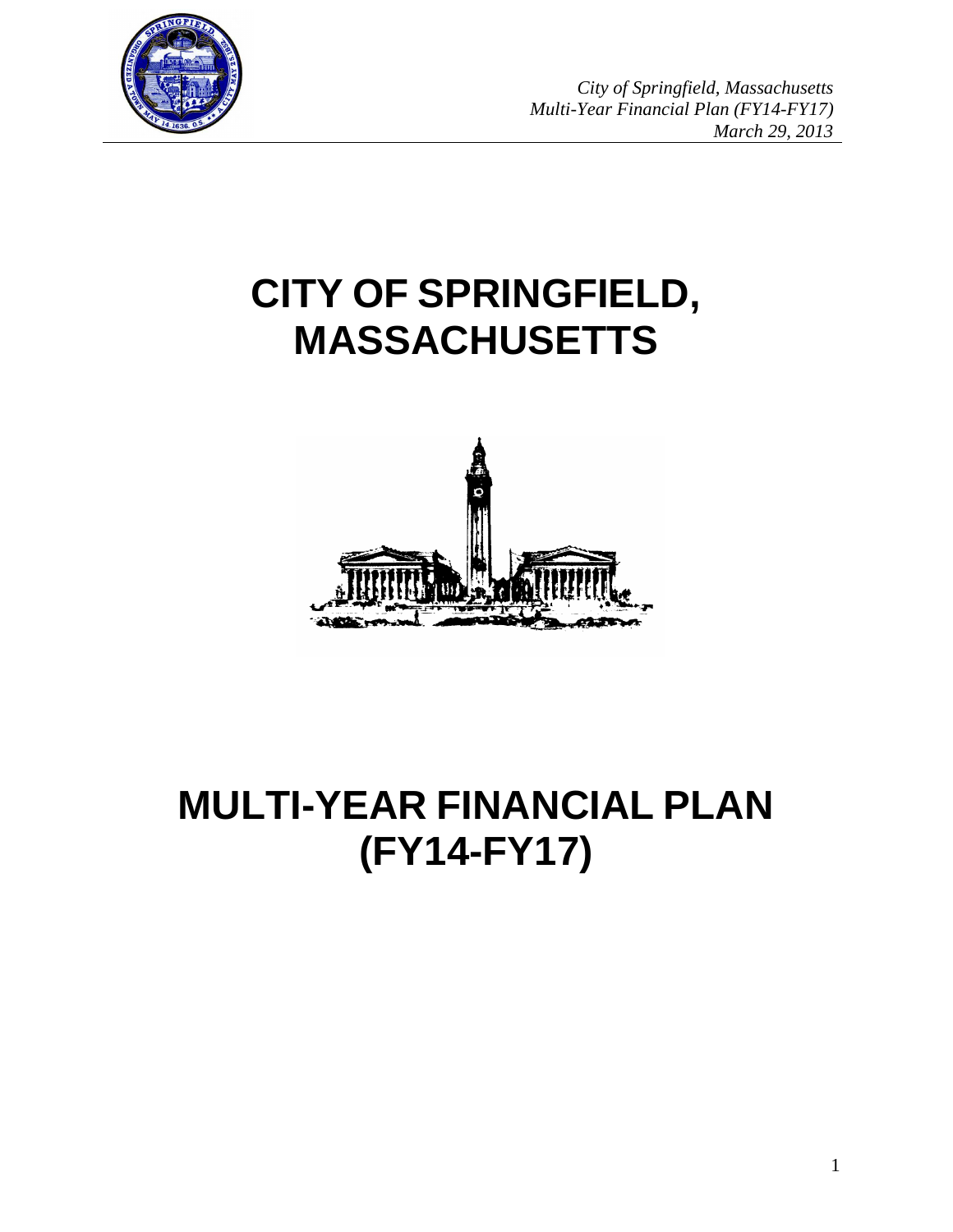# CITY OF SPRINGFIELD, MASSACHUSETTS

# MULTI-YEAR FINANCIAL PLAN (FY14-FY17)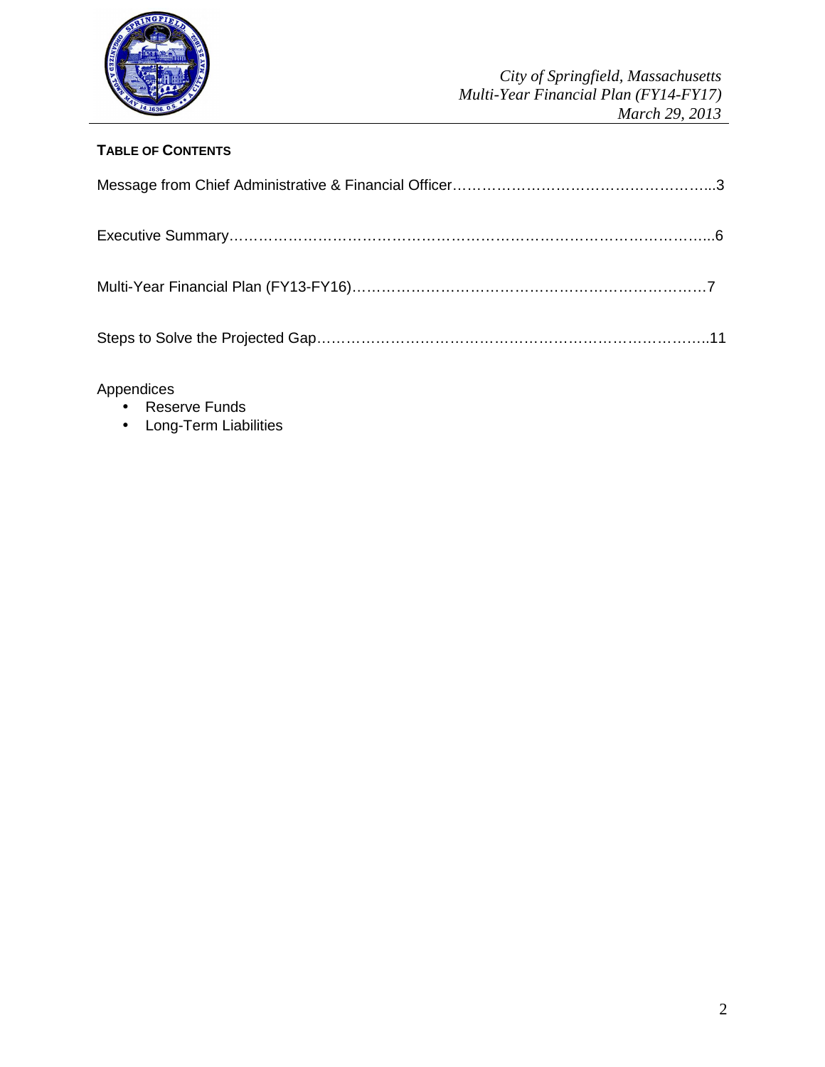**TABLE OF CONTENTS**

Message from Chief Administrative & Financial Officer……………………………………………...3

Executive Summary……………………………………………………………………………………...6

Multi-Year Financial Plan (FY13-FY16)………………………………………………………………7

Steps to Solve the Projected Gap……………………………………………………………………..11

Appendices

- Reserve Funds
- Long-Term Liabilities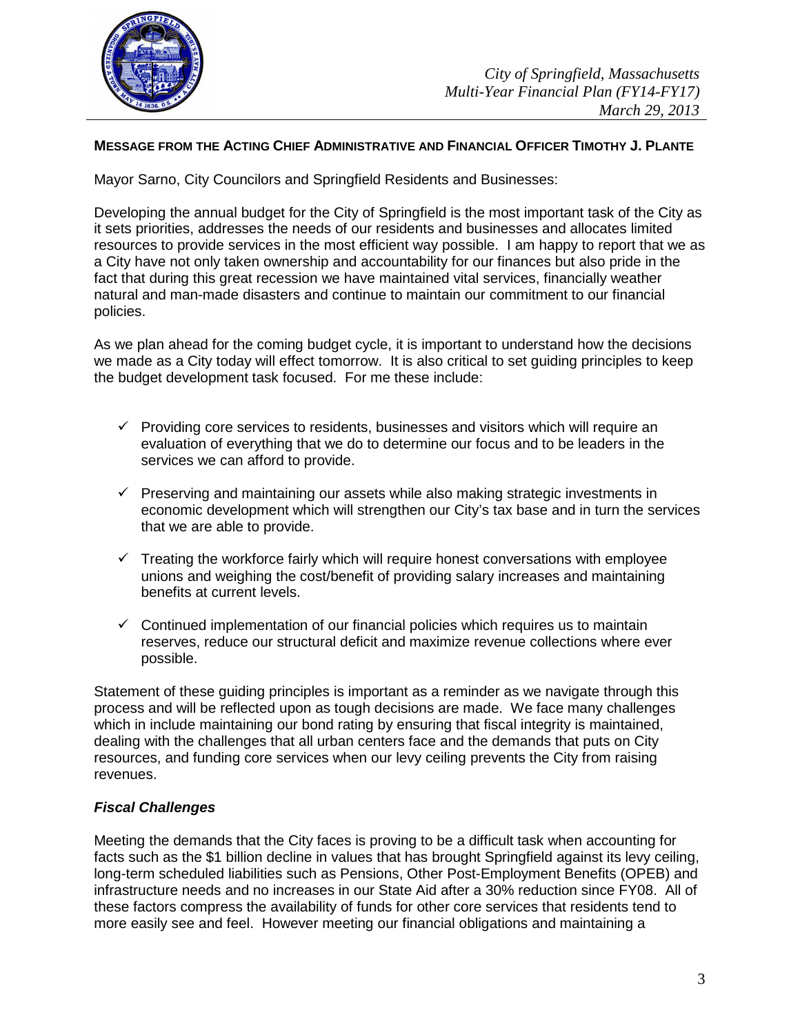**MESSAGE FROM THE ACTING CHIEF ADMINISTRATIVE AND FINANCIAL OFFICER TIMOTHY J. PLANTE**

Mayor Sarno, City Councilors and Springfield Residents and Businesses:

Developing the annual budget for the City of Springfield is the most important task of the City as it sets priorities, addresses the needs of our residents and businesses and allocates limited resources to provide services in the most efficient way possible. I am happy to report that we as a City have not only taken ownership and accountability for our finances but also pride in the fact that during this great recession we have maintained vital services, financially weather natural and man-made disasters and continue to maintain our commitment to our financial policies.

As we plan ahead for the coming budget cycle, it is important to understand how the decisions we made as a City today will effect tomorrow. It is also critical to set guiding principles to keep the budget development task focused. For me these include:

- ✓ Providing core services to residents, businesses and visitors which will require an evaluation of everything that we do to determine our focus and to be leaders in the services we can afford to provide.
- ✓ Preserving and maintaining our assets while also making strategic investments in economic development which will strengthen our City's tax base and in turn the services that we are able to provide.
- ✓ Treating the workforce fairly which will require honest conversations with employee unions and weighing the cost/benefit of providing salary increases and maintaining benefits at current levels.
- ✓ Continued implementation of our financial policies which requires us to maintain reserves, reduce our structural deficit and maximize revenue collections where ever possible.

Statement of these guiding principles is important as a reminder as we navigate through this process and will be reflected upon as tough decisions are made. We face many challenges which in include maintaining our bond rating by ensuring that fiscal integrity is maintained, dealing with the challenges that all urban centers face and the demands that puts on City resources, and funding core services when our levy ceiling prevents the City from raising revenues.

***Fiscal Challenges***

Meeting the demands that the City faces is proving to be a difficult task when accounting for facts such as the $1 billion decline in values that has brought Springfield against its levy ceiling, long-term scheduled liabilities such as Pensions, Other Post-Employment Benefits (OPEB) and infrastructure needs and no increases in our State Aid after a 30% reduction since FY08. All of these factors compress the availability of funds for other core services that residents tend to more easily see and feel. However meeting our financial obligations and maintaining a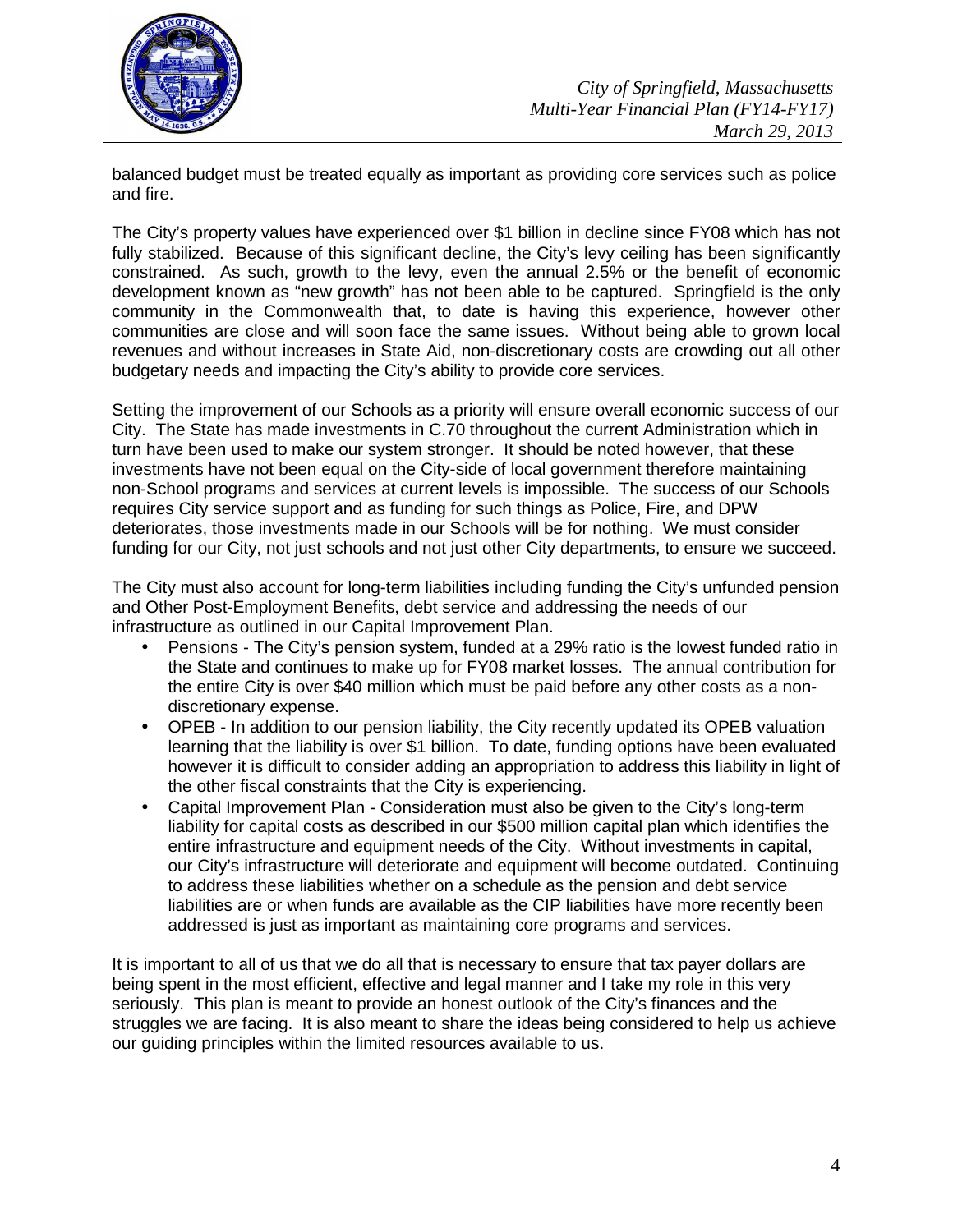balanced budget must be treated equally as important as providing core services such as police and fire.

The City's property values have experienced over $1 billion in decline since FY08 which has not fully stabilized. Because of this significant decline, the City's levy ceiling has been significantly constrained. As such, growth to the levy, even the annual 2.5% or the benefit of economic development known as "new growth" has not been able to be captured. Springfield is the only community in the Commonwealth that, to date is having this experience, however other communities are close and will soon face the same issues. Without being able to grown local revenues and without increases in State Aid, non-discretionary costs are crowding out all other budgetary needs and impacting the City's ability to provide core services.

Setting the improvement of our Schools as a priority will ensure overall economic success of our City. The State has made investments in C.70 throughout the current Administration which in turn have been used to make our system stronger. It should be noted however, that these investments have not been equal on the City-side of local government therefore maintaining non-School programs and services at current levels is impossible. The success of our Schools requires City service support and as funding for such things as Police, Fire, and DPW deteriorates, those investments made in our Schools will be for nothing. We must consider funding for our City, not just schools and not just other City departments, to ensure we succeed.

The City must also account for long-term liabilities including funding the City's unfunded pension and Other Post-Employment Benefits, debt service and addressing the needs of our infrastructure as outlined in our Capital Improvement Plan.

- Pensions - The City's pension system, funded at a 29% ratio is the lowest funded ratio in the State and continues to make up for FY08 market losses. The annual contribution for the entire City is over $40 million which must be paid before any other costs as a non-discretionary expense.
- OPEB - In addition to our pension liability, the City recently updated its OPEB valuation learning that the liability is over $1 billion. To date, funding options have been evaluated however it is difficult to consider adding an appropriation to address this liability in light of the other fiscal constraints that the City is experiencing.
- Capital Improvement Plan - Consideration must also be given to the City's long-term liability for capital costs as described in our $500 million capital plan which identifies the entire infrastructure and equipment needs of the City. Without investments in capital, our City's infrastructure will deteriorate and equipment will become outdated. Continuing to address these liabilities whether on a schedule as the pension and debt service liabilities are or when funds are available as the CIP liabilities have more recently been addressed is just as important as maintaining core programs and services.

It is important to all of us that we do all that is necessary to ensure that tax payer dollars are being spent in the most efficient, effective and legal manner and I take my role in this very seriously. This plan is meant to provide an honest outlook of the City's finances and the struggles we are facing. It is also meant to share the ideas being considered to help us achieve our guiding principles within the limited resources available to us.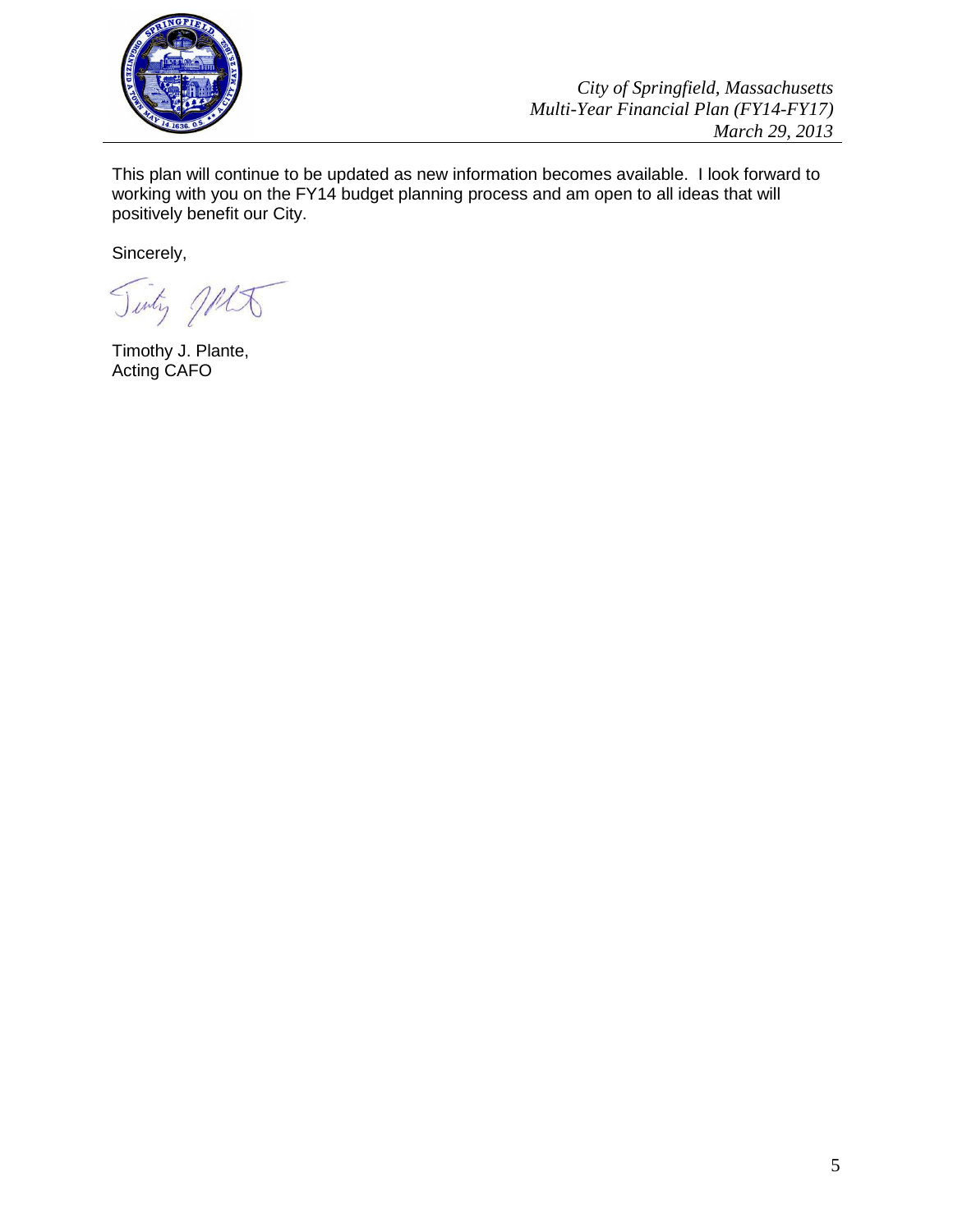This plan will continue to be updated as new information becomes available. I look forward to working with you on the FY14 budget planning process and am open to all ideas that will positively benefit our City.

Sincerely,

Timothy J. Plante,
Acting CAFO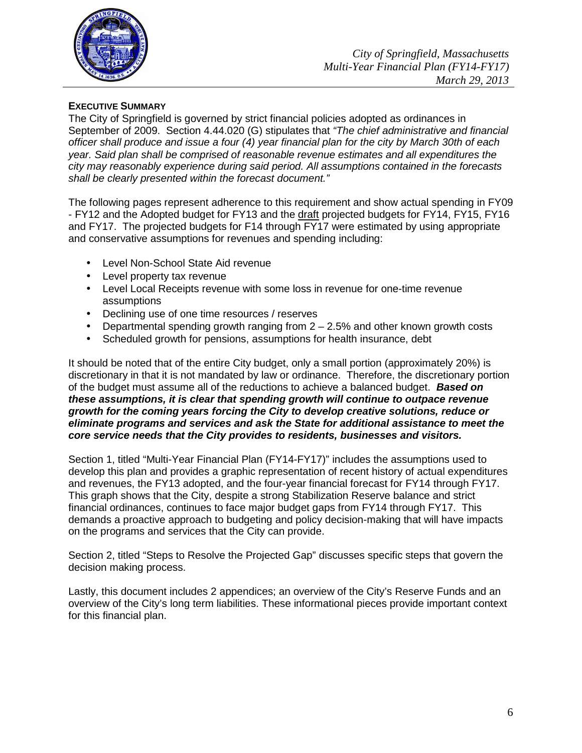## EXECUTIVE SUMMARY

The City of Springfield is governed by strict financial policies adopted as ordinances in September of 2009. Section 4.44.020 (G) stipulates that *"The chief administrative and financial officer shall produce and issue a four (4) year financial plan for the city by March 30th of each year. Said plan shall be comprised of reasonable revenue estimates and all expenditures the city may reasonably experience during said period. All assumptions contained in the forecasts shall be clearly presented within the forecast document."*

The following pages represent adherence to this requirement and show actual spending in FY09 - FY12 and the Adopted budget for FY13 and the <u>draft</u> projected budgets for FY14, FY15, FY16 and FY17. The projected budgets for F14 through FY17 were estimated by using appropriate and conservative assumptions for revenues and spending including:

- Level Non-School State Aid revenue
- Level property tax revenue
- Level Local Receipts revenue with some loss in revenue for one-time revenue assumptions
- Declining use of one time resources / reserves
- Departmental spending growth ranging from 2 – 2.5% and other known growth costs
- Scheduled growth for pensions, assumptions for health insurance, debt

It should be noted that of the entire City budget, only a small portion (approximately 20%) is discretionary in that it is not mandated by law or ordinance. Therefore, the discretionary portion of the budget must assume all of the reductions to achieve a balanced budget. ***Based on these assumptions, it is clear that spending growth will continue to outpace revenue growth for the coming years forcing the City to develop creative solutions, reduce or eliminate programs and services and ask the State for additional assistance to meet the core service needs that the City provides to residents, businesses and visitors.***

Section 1, titled "Multi-Year Financial Plan (FY14-FY17)" includes the assumptions used to develop this plan and provides a graphic representation of recent history of actual expenditures and revenues, the FY13 adopted, and the four-year financial forecast for FY14 through FY17. This graph shows that the City, despite a strong Stabilization Reserve balance and strict financial ordinances, continues to face major budget gaps from FY14 through FY17. This demands a proactive approach to budgeting and policy decision-making that will have impacts on the programs and services that the City can provide.

Section 2, titled "Steps to Resolve the Projected Gap" discusses specific steps that govern the decision making process.

Lastly, this document includes 2 appendices; an overview of the City's Reserve Funds and an overview of the City's long term liabilities. These informational pieces provide important context for this financial plan.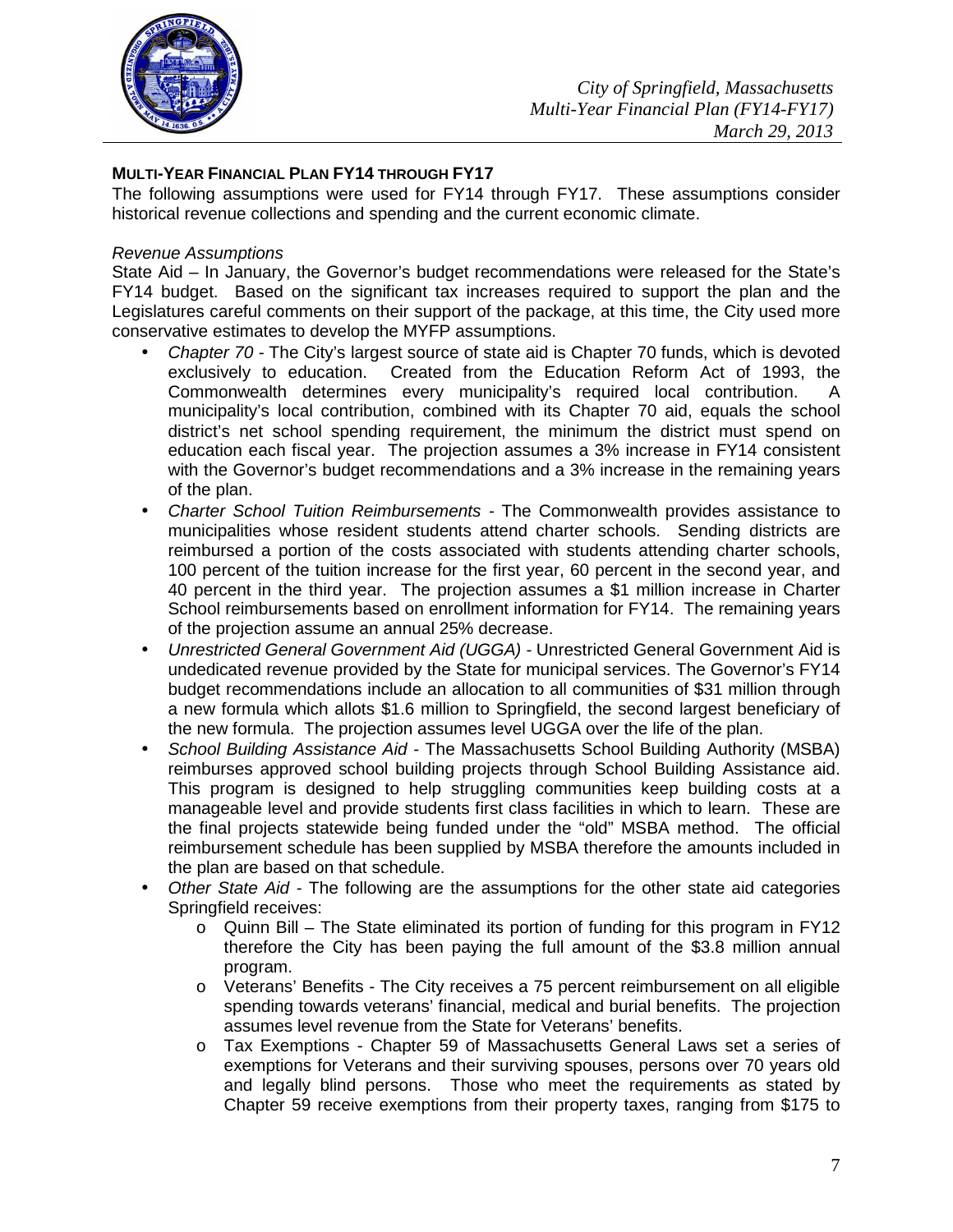## MULTI-YEAR FINANCIAL PLAN FY14 THROUGH FY17

The following assumptions were used for FY14 through FY17. These assumptions consider historical revenue collections and spending and the current economic climate.

*Revenue Assumptions*

State Aid – In January, the Governor's budget recommendations were released for the State's FY14 budget. Based on the significant tax increases required to support the plan and the Legislatures careful comments on their support of the package, at this time, the City used more conservative estimates to develop the MYFP assumptions.

- *Chapter 70* - The City's largest source of state aid is Chapter 70 funds, which is devoted exclusively to education. Created from the Education Reform Act of 1993, the Commonwealth determines every municipality's required local contribution. A municipality's local contribution, combined with its Chapter 70 aid, equals the school district's net school spending requirement, the minimum the district must spend on education each fiscal year. The projection assumes a 3% increase in FY14 consistent with the Governor's budget recommendations and a 3% increase in the remaining years of the plan.
- *Charter School Tuition Reimbursements* - The Commonwealth provides assistance to municipalities whose resident students attend charter schools. Sending districts are reimbursed a portion of the costs associated with students attending charter schools, 100 percent of the tuition increase for the first year, 60 percent in the second year, and 40 percent in the third year. The projection assumes a $1 million increase in Charter School reimbursements based on enrollment information for FY14. The remaining years of the projection assume an annual 25% decrease.
- *Unrestricted General Government Aid (UGGA)* - Unrestricted General Government Aid is undedicated revenue provided by the State for municipal services. The Governor's FY14 budget recommendations include an allocation to all communities of $31 million through a new formula which allots $1.6 million to Springfield, the second largest beneficiary of the new formula. The projection assumes level UGGA over the life of the plan.
- *School Building Assistance Aid* - The Massachusetts School Building Authority (MSBA) reimburses approved school building projects through School Building Assistance aid. This program is designed to help struggling communities keep building costs at a manageable level and provide students first class facilities in which to learn. These are the final projects statewide being funded under the "old" MSBA method. The official reimbursement schedule has been supplied by MSBA therefore the amounts included in the plan are based on that schedule.
- *Other State Aid* - The following are the assumptions for the other state aid categories Springfield receives:
  - Quinn Bill – The State eliminated its portion of funding for this program in FY12 therefore the City has been paying the full amount of the $3.8 million annual program.
  - Veterans' Benefits - The City receives a 75 percent reimbursement on all eligible spending towards veterans' financial, medical and burial benefits. The projection assumes level revenue from the State for Veterans' benefits.
  - Tax Exemptions - Chapter 59 of Massachusetts General Laws set a series of exemptions for Veterans and their surviving spouses, persons over 70 years old and legally blind persons. Those who meet the requirements as stated by Chapter 59 receive exemptions from their property taxes, ranging from $175 to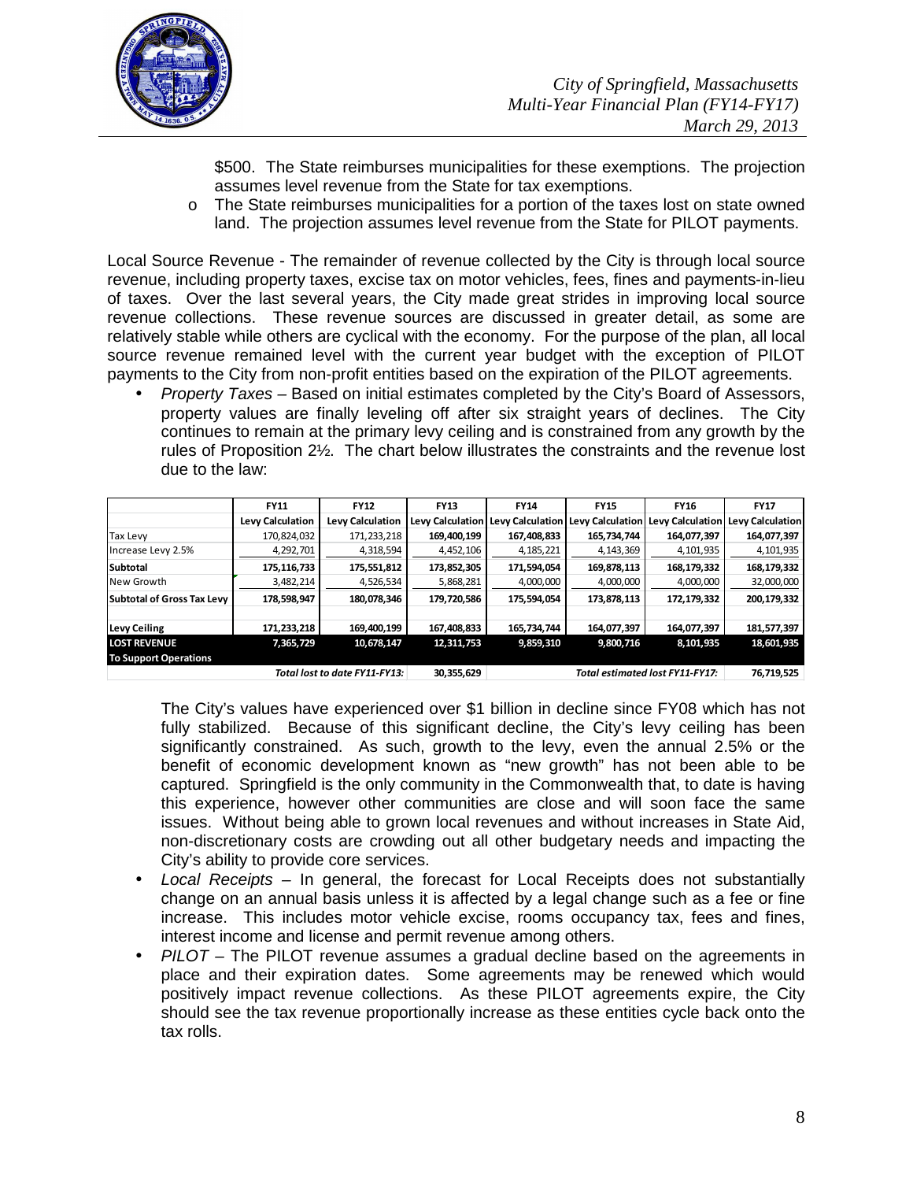$500. The State reimburses municipalities for these exemptions. The projection assumes level revenue from the State for tax exemptions.

- The State reimburses municipalities for a portion of the taxes lost on state owned land. The projection assumes level revenue from the State for PILOT payments.

Local Source Revenue - The remainder of revenue collected by the City is through local source revenue, including property taxes, excise tax on motor vehicles, fees, fines and payments-in-lieu of taxes. Over the last several years, the City made great strides in improving local source revenue collections. These revenue sources are discussed in greater detail, as some are relatively stable while others are cyclical with the economy. For the purpose of the plan, all local source revenue remained level with the current year budget with the exception of PILOT payments to the City from non-profit entities based on the expiration of the PILOT agreements.

- *Property Taxes* – Based on initial estimates completed by the City's Board of Assessors, property values are finally leveling off after six straight years of declines. The City continues to remain at the primary levy ceiling and is constrained from any growth by the rules of Proposition 2½. The chart below illustrates the constraints and the revenue lost due to the law:

| | FY11 | FY12 | FY13 | FY14 | FY15 | FY16 | FY17 |
|---|---|---|---|---|---|---|---|
| | Levy Calculation | Levy Calculation | Levy Calculation | Levy Calculation | Levy Calculation | Levy Calculation | Levy Calculation |
| Tax Levy | 170,824,032 | 171,233,218 | 169,400,199 | 167,408,833 | 165,734,744 | 164,077,397 | 164,077,397 |
| Increase Levy 2.5% | 4,292,701 | 4,318,594 | 4,452,106 | 4,185,221 | 4,143,369 | 4,101,935 | 4,101,935 |
| **Subtotal** | **175,116,733** | **175,551,812** | **173,852,305** | **171,594,054** | **169,878,113** | **168,179,332** | **168,179,332** |
| New Growth | 3,482,214 | 4,526,534 | 5,868,281 | 4,000,000 | 4,000,000 | 4,000,000 | 32,000,000 |
| **Subtotal of Gross Tax Levy** | **178,598,947** | **180,078,346** | **179,720,586** | **175,594,054** | **173,878,113** | **172,179,332** | **200,179,332** |
| **Levy Ceiling** | **171,233,218** | **169,400,199** | **167,408,833** | **165,734,744** | **164,077,397** | **164,077,397** | **181,577,397** |
| **LOST REVENUE To Support Operations** | **7,365,729** | **10,678,147** | **12,311,753** | **9,859,310** | **9,800,716** | **8,101,935** | **18,601,935** |
| | | *Total lost to date FY11-FY13:* | 30,355,629 | | *Total estimated lost FY11-FY17:* | | 76,719,525 |

The City's values have experienced over $1 billion in decline since FY08 which has not fully stabilized. Because of this significant decline, the City's levy ceiling has been significantly constrained. As such, growth to the levy, even the annual 2.5% or the benefit of economic development known as "new growth" has not been able to be captured. Springfield is the only community in the Commonwealth that, to date is having this experience, however other communities are close and will soon face the same issues. Without being able to grown local revenues and without increases in State Aid, non-discretionary costs are crowding out all other budgetary needs and impacting the City's ability to provide core services.

- *Local Receipts* – In general, the forecast for Local Receipts does not substantially change on an annual basis unless it is affected by a legal change such as a fee or fine increase. This includes motor vehicle excise, rooms occupancy tax, fees and fines, interest income and license and permit revenue among others.
- *PILOT* – The PILOT revenue assumes a gradual decline based on the agreements in place and their expiration dates. Some agreements may be renewed which would positively impact revenue collections. As these PILOT agreements expire, the City should see the tax revenue proportionally increase as these entities cycle back onto the tax rolls.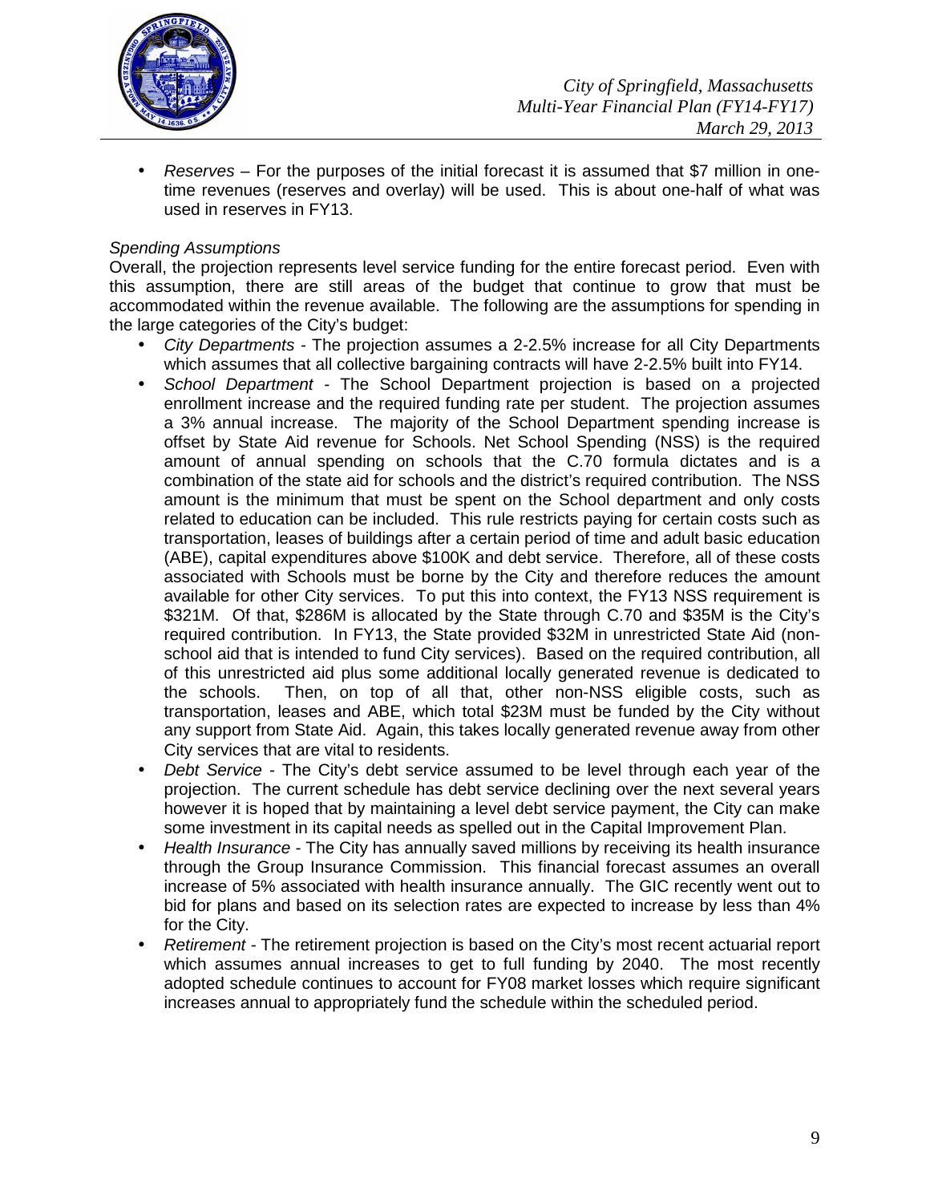- *Reserves* – For the purposes of the initial forecast it is assumed that $7 million in one-time revenues (reserves and overlay) will be used. This is about one-half of what was used in reserves in FY13.

*Spending Assumptions*

Overall, the projection represents level service funding for the entire forecast period. Even with this assumption, there are still areas of the budget that continue to grow that must be accommodated within the revenue available. The following are the assumptions for spending in the large categories of the City's budget:

- *City Departments* - The projection assumes a 2-2.5% increase for all City Departments which assumes that all collective bargaining contracts will have 2-2.5% built into FY14.
- *School Department* - The School Department projection is based on a projected enrollment increase and the required funding rate per student. The projection assumes a 3% annual increase. The majority of the School Department spending increase is offset by State Aid revenue for Schools. Net School Spending (NSS) is the required amount of annual spending on schools that the C.70 formula dictates and is a combination of the state aid for schools and the district's required contribution. The NSS amount is the minimum that must be spent on the School department and only costs related to education can be included. This rule restricts paying for certain costs such as transportation, leases of buildings after a certain period of time and adult basic education (ABE), capital expenditures above $100K and debt service. Therefore, all of these costs associated with Schools must be borne by the City and therefore reduces the amount available for other City services. To put this into context, the FY13 NSS requirement is $321M. Of that, $286M is allocated by the State through C.70 and $35M is the City's required contribution. In FY13, the State provided $32M in unrestricted State Aid (non-school aid that is intended to fund City services). Based on the required contribution, all of this unrestricted aid plus some additional locally generated revenue is dedicated to the schools. Then, on top of all that, other non-NSS eligible costs, such as transportation, leases and ABE, which total $23M must be funded by the City without any support from State Aid. Again, this takes locally generated revenue away from other City services that are vital to residents.
- *Debt Service* - The City's debt service assumed to be level through each year of the projection. The current schedule has debt service declining over the next several years however it is hoped that by maintaining a level debt service payment, the City can make some investment in its capital needs as spelled out in the Capital Improvement Plan.
- *Health Insurance* - The City has annually saved millions by receiving its health insurance through the Group Insurance Commission. This financial forecast assumes an overall increase of 5% associated with health insurance annually. The GIC recently went out to bid for plans and based on its selection rates are expected to increase by less than 4% for the City.
- *Retirement* - The retirement projection is based on the City's most recent actuarial report which assumes annual increases to get to full funding by 2040. The most recently adopted schedule continues to account for FY08 market losses which require significant increases annual to appropriately fund the schedule within the scheduled period.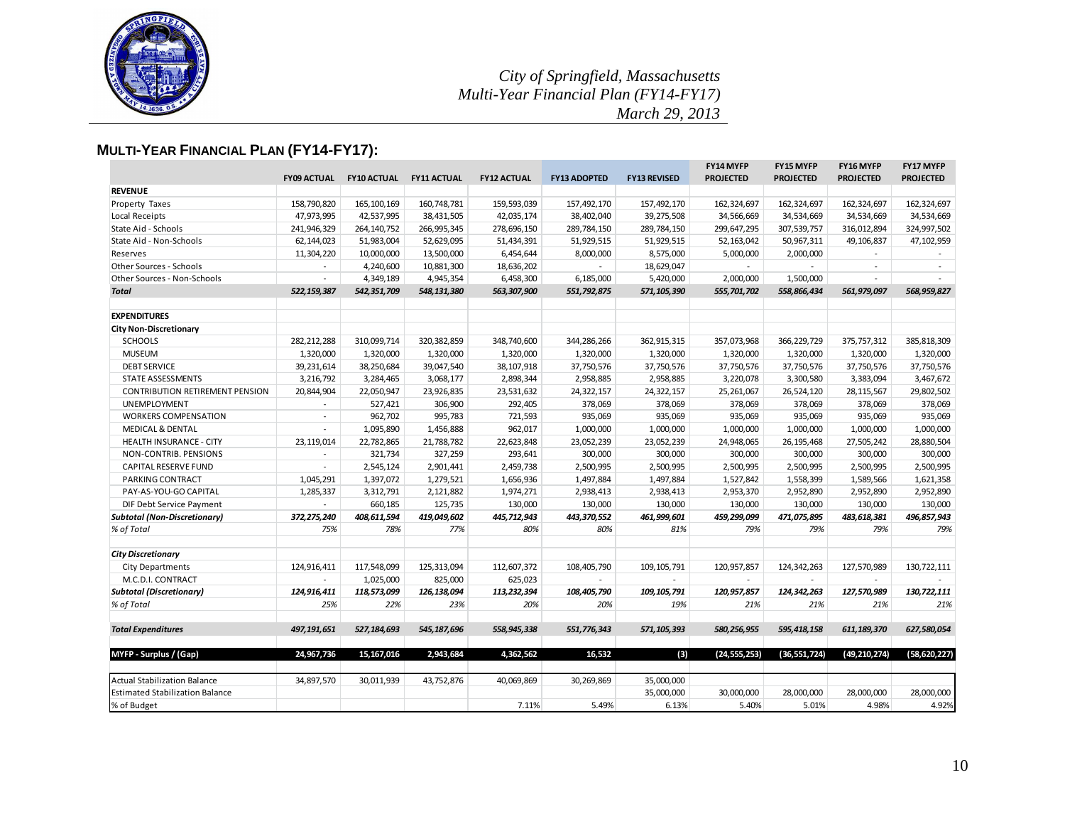*City of Springfield, Massachusetts*
*Multi-Year Financial Plan (FY14-FY17)*
*March 29, 2013*

## MULTI-YEAR FINANCIAL PLAN (FY14-FY17):

| | FY09 ACTUAL | FY10 ACTUAL | FY11 ACTUAL | FY12 ACTUAL | FY13 ADOPTED | FY13 REVISED | FY14 MYFP PROJECTED | FY15 MYFP PROJECTED | FY16 MYFP PROJECTED | FY17 MYFP PROJECTED |
|---|---|---|---|---|---|---|---|---|---|---|
| **REVENUE** | | | | | | | | | | |
| Property Taxes | 158,790,820 | 165,100,169 | 160,748,781 | 159,593,039 | 157,492,170 | 157,492,170 | 162,324,697 | 162,324,697 | 162,324,697 | 162,324,697 |
| Local Receipts | 47,973,995 | 42,537,995 | 38,431,505 | 42,035,174 | 38,402,040 | 39,275,508 | 34,566,669 | 34,534,669 | 34,534,669 | 34,534,669 |
| State Aid - Schools | 241,946,329 | 264,140,752 | 266,995,345 | 278,696,150 | 289,784,150 | 289,784,150 | 299,647,295 | 307,539,757 | 316,012,894 | 324,997,502 |
| State Aid - Non-Schools | 62,144,023 | 51,983,004 | 52,629,095 | 51,434,391 | 51,929,515 | 51,929,515 | 52,163,042 | 50,967,311 | 49,106,837 | 47,102,959 |
| Reserves | 11,304,220 | 10,000,000 | 13,500,000 | 6,454,644 | 8,000,000 | 8,575,000 | 5,000,000 | 2,000,000 | - | - |
| Other Sources - Schools | - | 4,240,600 | 10,881,300 | 18,636,202 | - | 18,629,047 | - | - | - | - |
| Other Sources - Non-Schools | - | 4,349,189 | 4,945,354 | 6,458,300 | 6,185,000 | 5,420,000 | 2,000,000 | 1,500,000 | - | - |
| ***Total*** | ***522,159,387*** | ***542,351,709*** | ***548,131,380*** | ***563,307,900*** | ***551,792,875*** | ***571,105,390*** | ***555,701,702*** | ***558,866,434*** | ***561,979,097*** | ***568,959,827*** |
| | | | | | | | | | | |
| **EXPENDITURES** | | | | | | | | | | |
| **City Non-Discretionary** | | | | | | | | | | |
| SCHOOLS | 282,212,288 | 310,099,714 | 320,382,859 | 348,740,600 | 344,286,266 | 362,915,315 | 357,073,968 | 366,229,729 | 375,757,312 | 385,818,309 |
| MUSEUM | 1,320,000 | 1,320,000 | 1,320,000 | 1,320,000 | 1,320,000 | 1,320,000 | 1,320,000 | 1,320,000 | 1,320,000 | 1,320,000 |
| DEBT SERVICE | 39,231,614 | 38,250,684 | 39,047,540 | 38,107,918 | 37,750,576 | 37,750,576 | 37,750,576 | 37,750,576 | 37,750,576 | 37,750,576 |
| STATE ASSESSMENTS | 3,216,792 | 3,284,465 | 3,068,177 | 2,898,344 | 2,958,885 | 2,958,885 | 3,220,078 | 3,300,580 | 3,383,094 | 3,467,672 |
| CONTRIBUTION RETIREMENT PENSION | 20,844,904 | 22,050,947 | 23,926,835 | 23,531,632 | 24,322,157 | 24,322,157 | 25,261,067 | 26,524,120 | 28,115,567 | 29,802,502 |
| UNEMPLOYMENT | - | 527,421 | 306,900 | 292,405 | 378,069 | 378,069 | 378,069 | 378,069 | 378,069 | 378,069 |
| WORKERS COMPENSATION | - | 962,702 | 995,783 | 721,593 | 935,069 | 935,069 | 935,069 | 935,069 | 935,069 | 935,069 |
| MEDICAL & DENTAL | - | 1,095,890 | 1,456,888 | 962,017 | 1,000,000 | 1,000,000 | 1,000,000 | 1,000,000 | 1,000,000 | 1,000,000 |
| HEALTH INSURANCE - CITY | 23,119,014 | 22,782,865 | 21,788,782 | 22,623,848 | 23,052,239 | 23,052,239 | 24,948,065 | 26,195,468 | 27,505,242 | 28,880,504 |
| NON-CONTRIB. PENSIONS | - | 321,734 | 327,259 | 293,641 | 300,000 | 300,000 | 300,000 | 300,000 | 300,000 | 300,000 |
| CAPITAL RESERVE FUND | - | 2,545,124 | 2,901,441 | 2,459,738 | 2,500,995 | 2,500,995 | 2,500,995 | 2,500,995 | 2,500,995 | 2,500,995 |
| PARKING CONTRACT | 1,045,291 | 1,397,072 | 1,279,521 | 1,656,936 | 1,497,884 | 1,497,884 | 1,527,842 | 1,558,399 | 1,589,566 | 1,621,358 |
| PAY-AS-YOU-GO CAPITAL | 1,285,337 | 3,312,791 | 2,121,882 | 1,974,271 | 2,938,413 | 2,938,413 | 2,953,370 | 2,952,890 | 2,952,890 | 2,952,890 |
| DIF Debt Service Payment | - | 660,185 | 125,735 | 130,000 | 130,000 | 130,000 | 130,000 | 130,000 | 130,000 | 130,000 |
| ***Subtotal (Non-Discretionary)*** | ***372,275,240*** | ***408,611,594*** | ***419,049,602*** | ***445,712,943*** | ***443,370,552*** | ***461,999,601*** | ***459,299,099*** | ***471,075,895*** | ***483,618,381*** | ***496,857,943*** |
| *% of Total* | *75%* | *78%* | *77%* | *80%* | *80%* | *81%* | *79%* | *79%* | *79%* | *79%* |
| | | | | | | | | | | |
| ***City Discretionary*** | | | | | | | | | | |
| City Departments | 124,916,411 | 117,548,099 | 125,313,094 | 112,607,372 | 108,405,790 | 109,105,791 | 120,957,857 | 124,342,263 | 127,570,989 | 130,722,111 |
| M.C.D.I. CONTRACT | - | 1,025,000 | 825,000 | 625,023 | - | - | - | - | - | - |
| ***Subtotal (Discretionary)*** | ***124,916,411*** | ***118,573,099*** | ***126,138,094*** | ***113,232,394*** | ***108,405,790*** | ***109,105,791*** | ***120,957,857*** | ***124,342,263*** | ***127,570,989*** | ***130,722,111*** |
| *% of Total* | *25%* | *22%* | *23%* | *20%* | *20%* | *19%* | *21%* | *21%* | *21%* | *21%* |
| | | | | | | | | | | |
| ***Total Expenditures*** | ***497,191,651*** | ***527,184,693*** | ***545,187,696*** | ***558,945,338*** | ***551,776,343*** | ***571,105,393*** | ***580,256,955*** | ***595,418,158*** | ***611,189,370*** | ***627,580,054*** |
| | | | | | | | | | | |
| **MYFP - Surplus / (Gap)** | **24,967,736** | **15,167,016** | **2,943,684** | **4,362,562** | **16,532** | **(3)** | **(24,555,253)** | **(36,551,724)** | **(49,210,274)** | **(58,620,227)** |
| | | | | | | | | | | |
| Actual Stabilization Balance | 34,897,570 | 30,011,939 | 43,752,876 | 40,069,869 | 30,269,869 | 35,000,000 | | | | |
| Estimated Stabilization Balance | | | | | | 35,000,000 | 30,000,000 | 28,000,000 | 28,000,000 | 28,000,000 |
| % of Budget | | | | 7.11% | 5.49% | 6.13% | 5.40% | 5.01% | 4.98% | 4.92% |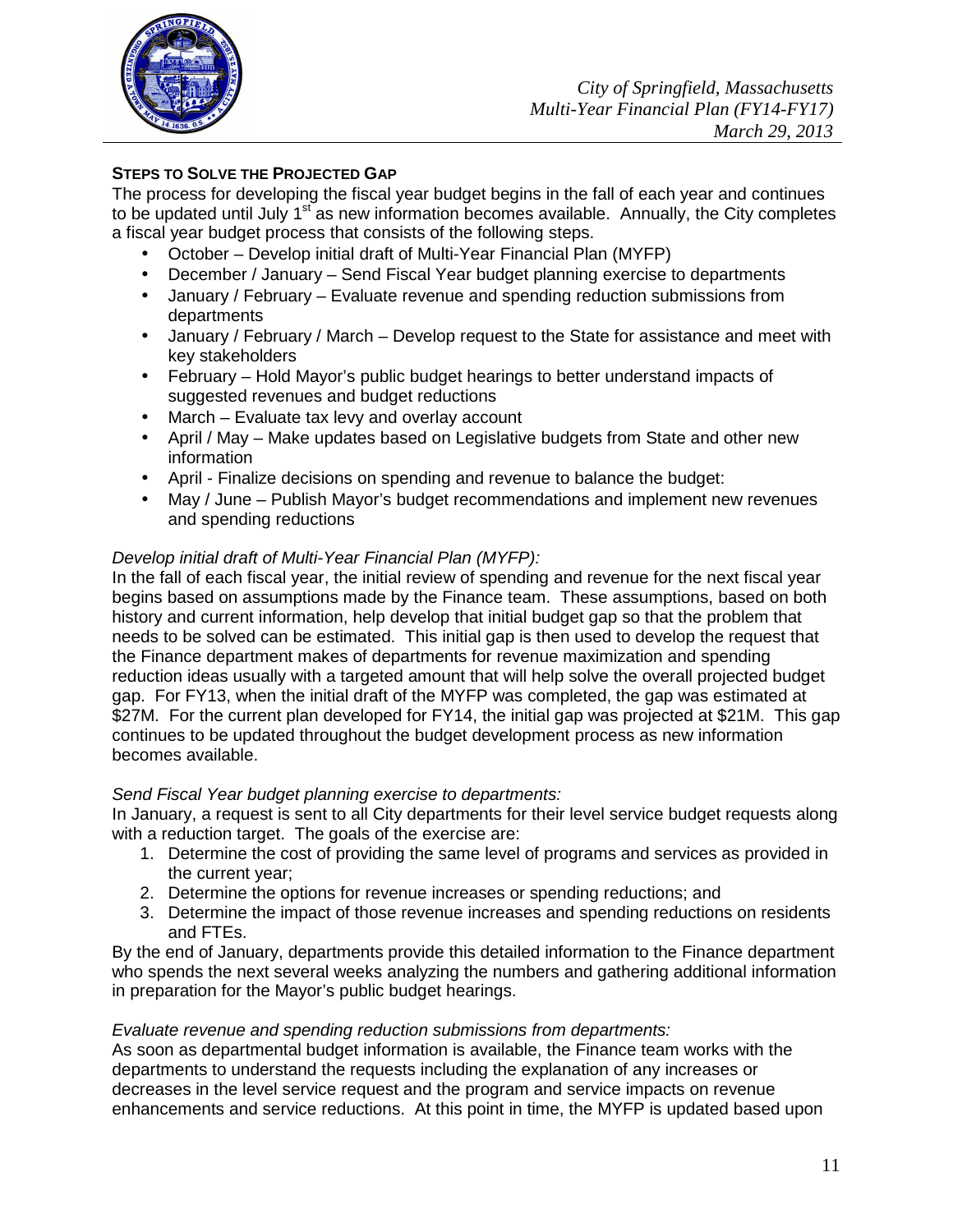**STEPS TO SOLVE THE PROJECTED GAP**

The process for developing the fiscal year budget begins in the fall of each year and continues to be updated until July 1st as new information becomes available. Annually, the City completes a fiscal year budget process that consists of the following steps.

- October – Develop initial draft of Multi-Year Financial Plan (MYFP)
- December / January – Send Fiscal Year budget planning exercise to departments
- January / February – Evaluate revenue and spending reduction submissions from departments
- January / February / March – Develop request to the State for assistance and meet with key stakeholders
- February – Hold Mayor's public budget hearings to better understand impacts of suggested revenues and budget reductions
- March – Evaluate tax levy and overlay account
- April / May – Make updates based on Legislative budgets from State and other new information
- April - Finalize decisions on spending and revenue to balance the budget:
- May / June – Publish Mayor's budget recommendations and implement new revenues and spending reductions

*Develop initial draft of Multi-Year Financial Plan (MYFP):*

In the fall of each fiscal year, the initial review of spending and revenue for the next fiscal year begins based on assumptions made by the Finance team. These assumptions, based on both history and current information, help develop that initial budget gap so that the problem that needs to be solved can be estimated. This initial gap is then used to develop the request that the Finance department makes of departments for revenue maximization and spending reduction ideas usually with a targeted amount that will help solve the overall projected budget gap. For FY13, when the initial draft of the MYFP was completed, the gap was estimated at $27M. For the current plan developed for FY14, the initial gap was projected at $21M. This gap continues to be updated throughout the budget development process as new information becomes available.

*Send Fiscal Year budget planning exercise to departments:*

In January, a request is sent to all City departments for their level service budget requests along with a reduction target. The goals of the exercise are:

1. Determine the cost of providing the same level of programs and services as provided in the current year;
2. Determine the options for revenue increases or spending reductions; and
3. Determine the impact of those revenue increases and spending reductions on residents and FTEs.

By the end of January, departments provide this detailed information to the Finance department who spends the next several weeks analyzing the numbers and gathering additional information in preparation for the Mayor's public budget hearings.

*Evaluate revenue and spending reduction submissions from departments:*

As soon as departmental budget information is available, the Finance team works with the departments to understand the requests including the explanation of any increases or decreases in the level service request and the program and service impacts on revenue enhancements and service reductions. At this point in time, the MYFP is updated based upon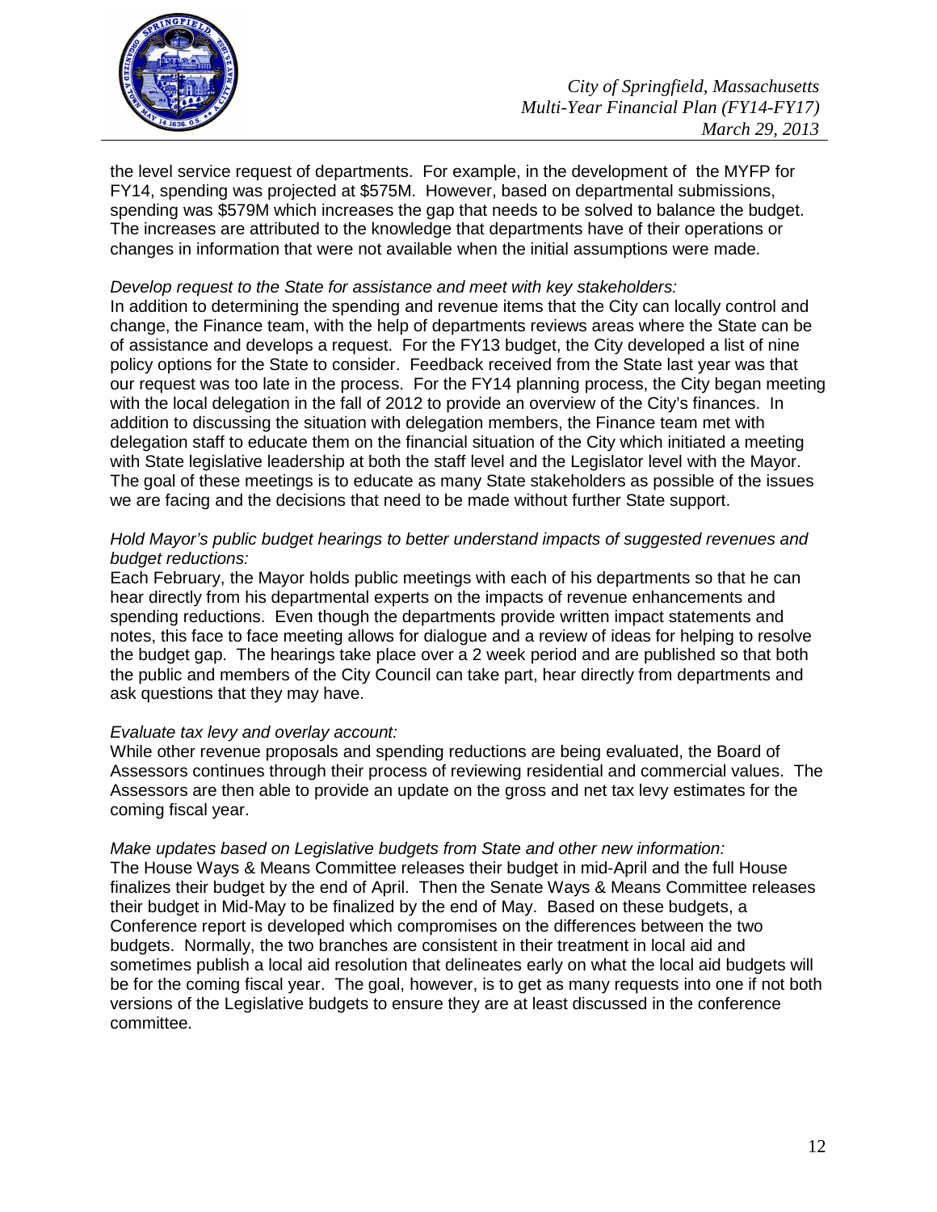the level service request of departments. For example, in the development of the MYFP for FY14, spending was projected at $575M. However, based on departmental submissions, spending was $579M which increases the gap that needs to be solved to balance the budget. The increases are attributed to the knowledge that departments have of their operations or changes in information that were not available when the initial assumptions were made.

*Develop request to the State for assistance and meet with key stakeholders:*
In addition to determining the spending and revenue items that the City can locally control and change, the Finance team, with the help of departments reviews areas where the State can be of assistance and develops a request. For the FY13 budget, the City developed a list of nine policy options for the State to consider. Feedback received from the State last year was that our request was too late in the process. For the FY14 planning process, the City began meeting with the local delegation in the fall of 2012 to provide an overview of the City's finances. In addition to discussing the situation with delegation members, the Finance team met with delegation staff to educate them on the financial situation of the City which initiated a meeting with State legislative leadership at both the staff level and the Legislator level with the Mayor. The goal of these meetings is to educate as many State stakeholders as possible of the issues we are facing and the decisions that need to be made without further State support.

*Hold Mayor's public budget hearings to better understand impacts of suggested revenues and budget reductions:*
Each February, the Mayor holds public meetings with each of his departments so that he can hear directly from his departmental experts on the impacts of revenue enhancements and spending reductions. Even though the departments provide written impact statements and notes, this face to face meeting allows for dialogue and a review of ideas for helping to resolve the budget gap. The hearings take place over a 2 week period and are published so that both the public and members of the City Council can take part, hear directly from departments and ask questions that they may have.

*Evaluate tax levy and overlay account:*
While other revenue proposals and spending reductions are being evaluated, the Board of Assessors continues through their process of reviewing residential and commercial values. The Assessors are then able to provide an update on the gross and net tax levy estimates for the coming fiscal year.

*Make updates based on Legislative budgets from State and other new information:*
The House Ways & Means Committee releases their budget in mid-April and the full House finalizes their budget by the end of April. Then the Senate Ways & Means Committee releases their budget in Mid-May to be finalized by the end of May. Based on these budgets, a Conference report is developed which compromises on the differences between the two budgets. Normally, the two branches are consistent in their treatment in local aid and sometimes publish a local aid resolution that delineates early on what the local aid budgets will be for the coming fiscal year. The goal, however, is to get as many requests into one if not both versions of the Legislative budgets to ensure they are at least discussed in the conference committee.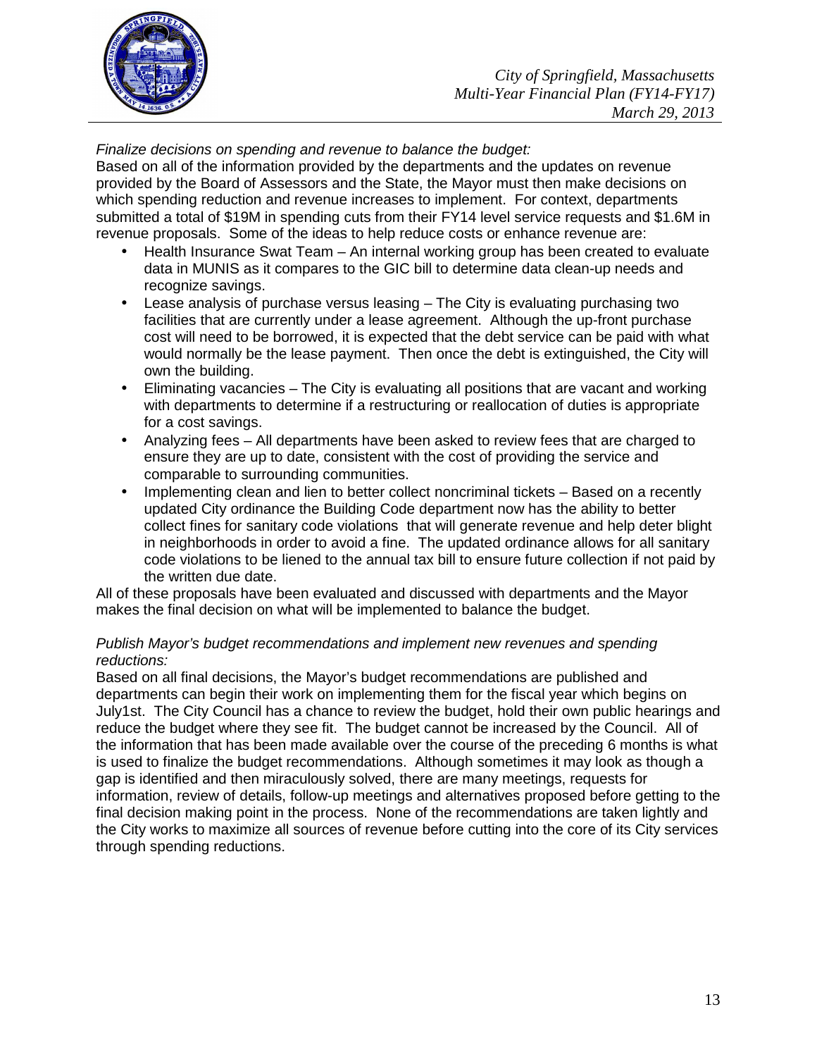*Finalize decisions on spending and revenue to balance the budget:*

Based on all of the information provided by the departments and the updates on revenue provided by the Board of Assessors and the State, the Mayor must then make decisions on which spending reduction and revenue increases to implement. For context, departments submitted a total of $19M in spending cuts from their FY14 level service requests and $1.6M in revenue proposals. Some of the ideas to help reduce costs or enhance revenue are:

- Health Insurance Swat Team – An internal working group has been created to evaluate data in MUNIS as it compares to the GIC bill to determine data clean-up needs and recognize savings.
- Lease analysis of purchase versus leasing – The City is evaluating purchasing two facilities that are currently under a lease agreement. Although the up-front purchase cost will need to be borrowed, it is expected that the debt service can be paid with what would normally be the lease payment. Then once the debt is extinguished, the City will own the building.
- Eliminating vacancies – The City is evaluating all positions that are vacant and working with departments to determine if a restructuring or reallocation of duties is appropriate for a cost savings.
- Analyzing fees – All departments have been asked to review fees that are charged to ensure they are up to date, consistent with the cost of providing the service and comparable to surrounding communities.
- Implementing clean and lien to better collect noncriminal tickets – Based on a recently updated City ordinance the Building Code department now has the ability to better collect fines for sanitary code violations that will generate revenue and help deter blight in neighborhoods in order to avoid a fine. The updated ordinance allows for all sanitary code violations to be liened to the annual tax bill to ensure future collection if not paid by the written due date.

All of these proposals have been evaluated and discussed with departments and the Mayor makes the final decision on what will be implemented to balance the budget.

*Publish Mayor's budget recommendations and implement new revenues and spending reductions:*

Based on all final decisions, the Mayor's budget recommendations are published and departments can begin their work on implementing them for the fiscal year which begins on July1st. The City Council has a chance to review the budget, hold their own public hearings and reduce the budget where they see fit. The budget cannot be increased by the Council. All of the information that has been made available over the course of the preceding 6 months is what is used to finalize the budget recommendations. Although sometimes it may look as though a gap is identified and then miraculously solved, there are many meetings, requests for information, review of details, follow-up meetings and alternatives proposed before getting to the final decision making point in the process. None of the recommendations are taken lightly and the City works to maximize all sources of revenue before cutting into the core of its City services through spending reductions.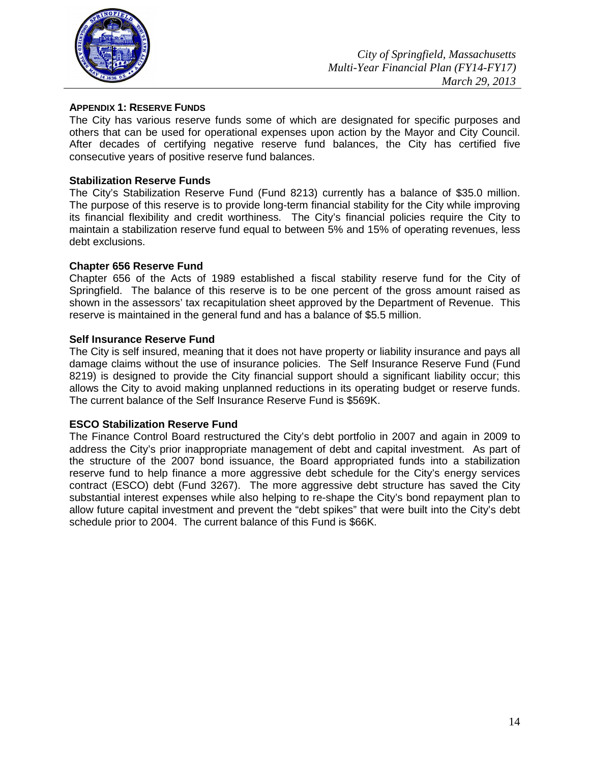## APPENDIX 1: RESERVE FUNDS

The City has various reserve funds some of which are designated for specific purposes and others that can be used for operational expenses upon action by the Mayor and City Council. After decades of certifying negative reserve fund balances, the City has certified five consecutive years of positive reserve fund balances.

### Stabilization Reserve Funds

The City's Stabilization Reserve Fund (Fund 8213) currently has a balance of $35.0 million. The purpose of this reserve is to provide long-term financial stability for the City while improving its financial flexibility and credit worthiness. The City's financial policies require the City to maintain a stabilization reserve fund equal to between 5% and 15% of operating revenues, less debt exclusions.

### Chapter 656 Reserve Fund

Chapter 656 of the Acts of 1989 established a fiscal stability reserve fund for the City of Springfield. The balance of this reserve is to be one percent of the gross amount raised as shown in the assessors' tax recapitulation sheet approved by the Department of Revenue. This reserve is maintained in the general fund and has a balance of $5.5 million.

### Self Insurance Reserve Fund

The City is self insured, meaning that it does not have property or liability insurance and pays all damage claims without the use of insurance policies. The Self Insurance Reserve Fund (Fund 8219) is designed to provide the City financial support should a significant liability occur; this allows the City to avoid making unplanned reductions in its operating budget or reserve funds. The current balance of the Self Insurance Reserve Fund is $569K.

### ESCO Stabilization Reserve Fund

The Finance Control Board restructured the City's debt portfolio in 2007 and again in 2009 to address the City's prior inappropriate management of debt and capital investment. As part of the structure of the 2007 bond issuance, the Board appropriated funds into a stabilization reserve fund to help finance a more aggressive debt schedule for the City's energy services contract (ESCO) debt (Fund 3267). The more aggressive debt structure has saved the City substantial interest expenses while also helping to re-shape the City's bond repayment plan to allow future capital investment and prevent the "debt spikes" that were built into the City's debt schedule prior to 2004. The current balance of this Fund is $66K.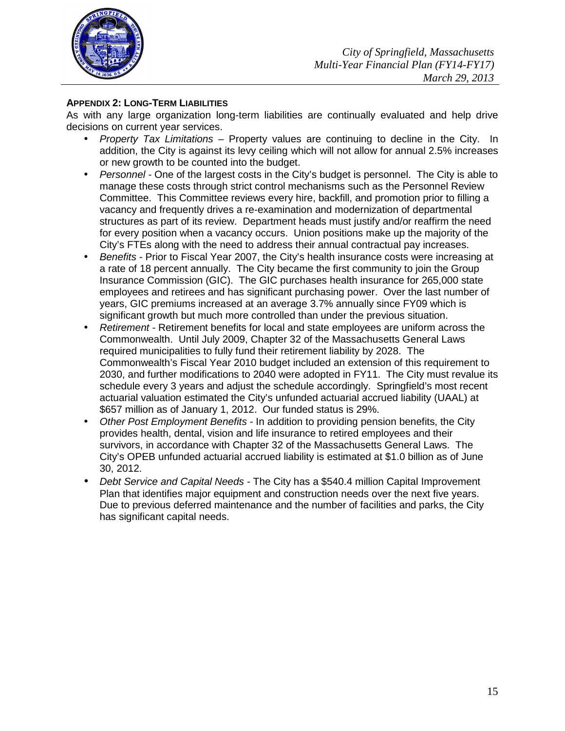**APPENDIX 2: LONG-TERM LIABILITIES**

As with any large organization long-term liabilities are continually evaluated and help drive decisions on current year services.

- *Property Tax Limitations* – Property values are continuing to decline in the City. In addition, the City is against its levy ceiling which will not allow for annual 2.5% increases or new growth to be counted into the budget.
- *Personnel* - One of the largest costs in the City's budget is personnel. The City is able to manage these costs through strict control mechanisms such as the Personnel Review Committee. This Committee reviews every hire, backfill, and promotion prior to filling a vacancy and frequently drives a re-examination and modernization of departmental structures as part of its review. Department heads must justify and/or reaffirm the need for every position when a vacancy occurs. Union positions make up the majority of the City's FTEs along with the need to address their annual contractual pay increases.
- *Benefits* - Prior to Fiscal Year 2007, the City's health insurance costs were increasing at a rate of 18 percent annually. The City became the first community to join the Group Insurance Commission (GIC). The GIC purchases health insurance for 265,000 state employees and retirees and has significant purchasing power. Over the last number of years, GIC premiums increased at an average 3.7% annually since FY09 which is significant growth but much more controlled than under the previous situation.
- *Retirement* - Retirement benefits for local and state employees are uniform across the Commonwealth. Until July 2009, Chapter 32 of the Massachusetts General Laws required municipalities to fully fund their retirement liability by 2028. The Commonwealth's Fiscal Year 2010 budget included an extension of this requirement to 2030, and further modifications to 2040 were adopted in FY11. The City must revalue its schedule every 3 years and adjust the schedule accordingly. Springfield's most recent actuarial valuation estimated the City's unfunded actuarial accrued liability (UAAL) at $657 million as of January 1, 2012. Our funded status is 29%.
- *Other Post Employment Benefits* - In addition to providing pension benefits, the City provides health, dental, vision and life insurance to retired employees and their survivors, in accordance with Chapter 32 of the Massachusetts General Laws. The City's OPEB unfunded actuarial accrued liability is estimated at $1.0 billion as of June 30, 2012.
- *Debt Service and Capital Needs* - The City has a $540.4 million Capital Improvement Plan that identifies major equipment and construction needs over the next five years. Due to previous deferred maintenance and the number of facilities and parks, the City has significant capital needs.